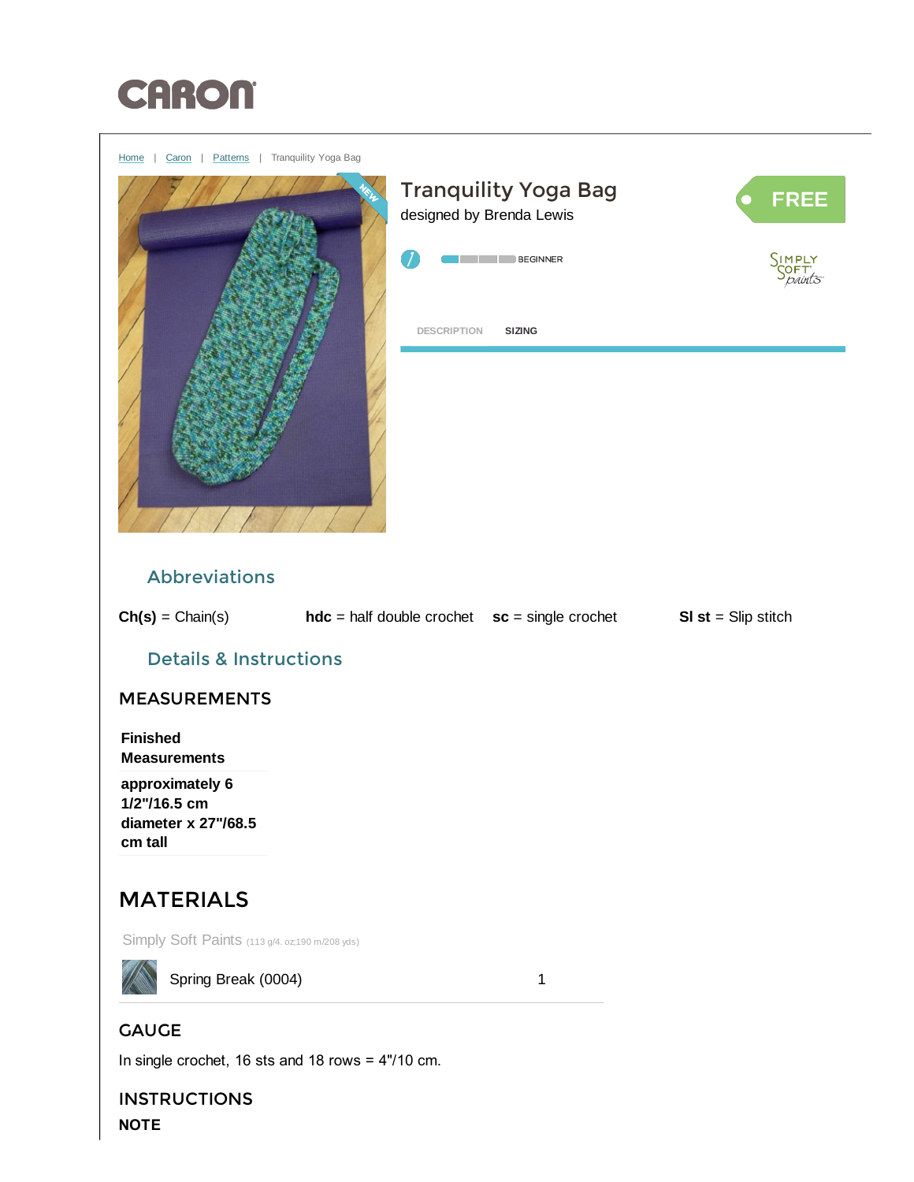# CARON

Home | Caron | Patterns | Tranquility Yoga Bag

## Tranquility Yoga Bag

designed by Brenda Lewis

FREE

BEGINNER

DESCRIPTION SIZING

## Abbreviations

**Ch(s)** = Chain(s) **hdc** = half double crochet **sc** = single crochet **Sl st** = Slip stitch

## Details & Instructions

### MEASUREMENTS

| **Finished Measurements** |
|---|
| **approximately 6 1/2"/16.5 cm diameter x 27"/68.5 cm tall** |

### MATERIALS

Simply Soft Paints (113 g/4. oz;190 m/208 yds)

| Spring Break (0004) | 1 |
|---|---|

### GAUGE

In single crochet, 16 sts and 18 rows = 4"/10 cm.

### INSTRUCTIONS

**NOTE**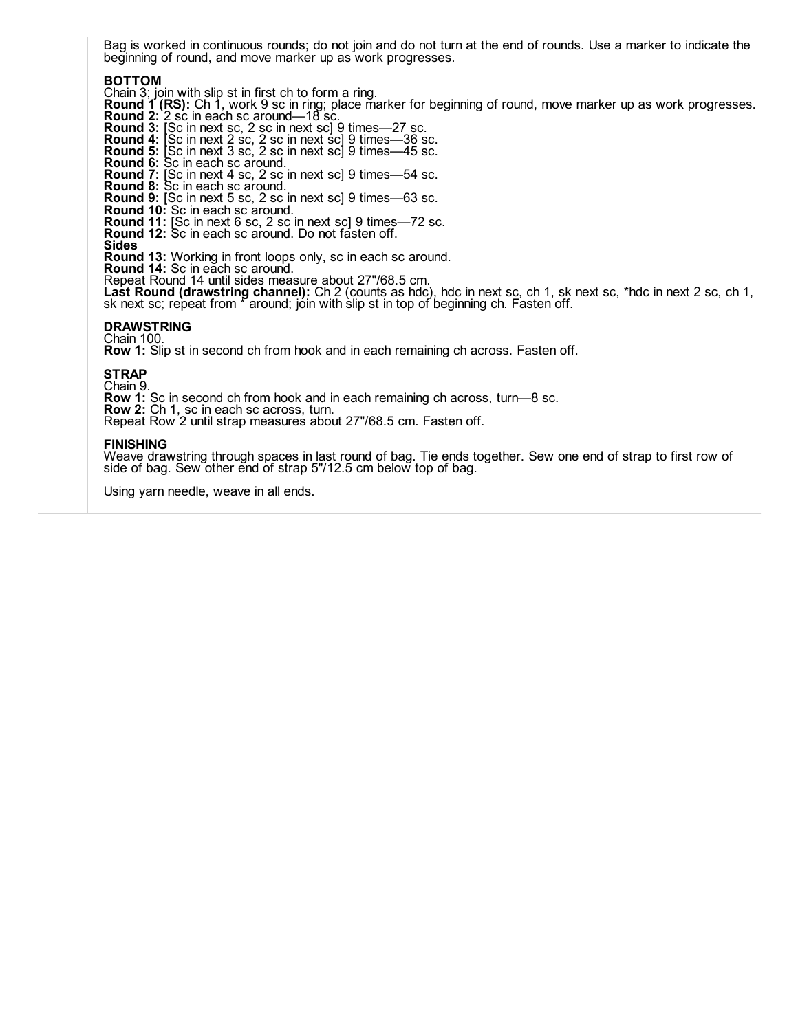Bag is worked in continuous rounds; do not join and do not turn at the end of rounds. Use a marker to indicate the beginning of round, and move marker up as work progresses.

**BOTTOM**
Chain 3; join with slip st in first ch to form a ring.
**Round 1 (RS):** Ch 1, work 9 sc in ring; place marker for beginning of round, move marker up as work progresses.
**Round 2:** 2 sc in each sc around—18 sc.
**Round 3:** [Sc in next sc, 2 sc in next sc] 9 times—27 sc.
**Round 4:** [Sc in next 2 sc, 2 sc in next sc] 9 times—36 sc.
**Round 5:** [Sc in next 3 sc, 2 sc in next sc] 9 times—45 sc.
**Round 6:** Sc in each sc around.
**Round 7:** [Sc in next 4 sc, 2 sc in next sc] 9 times—54 sc.
**Round 8:** Sc in each sc around.
**Round 9:** [Sc in next 5 sc, 2 sc in next sc] 9 times—63 sc.
**Round 10:** Sc in each sc around.
**Round 11:** [Sc in next 6 sc, 2 sc in next sc] 9 times—72 sc.
**Round 12:** Sc in each sc around. Do not fasten off.
**Sides**
**Round 13:** Working in front loops only, sc in each sc around.
**Round 14:** Sc in each sc around.
Repeat Round 14 until sides measure about 27"/68.5 cm.
**Last Round (drawstring channel):** Ch 2 (counts as hdc), hdc in next sc, ch 1, sk next sc, *hdc in next 2 sc, ch 1, sk next sc; repeat from * around; join with slip st in top of beginning ch. Fasten off.

**DRAWSTRING**
Chain 100.
**Row 1:** Slip st in second ch from hook and in each remaining ch across. Fasten off.

**STRAP**
Chain 9.
**Row 1:** Sc in second ch from hook and in each remaining ch across, turn—8 sc.
**Row 2:** Ch 1, sc in each sc across, turn.
Repeat Row 2 until strap measures about 27"/68.5 cm. Fasten off.

**FINISHING**
Weave drawstring through spaces in last round of bag. Tie ends together. Sew one end of strap to first row of side of bag. Sew other end of strap 5"/12.5 cm below top of bag.

Using yarn needle, weave in all ends.